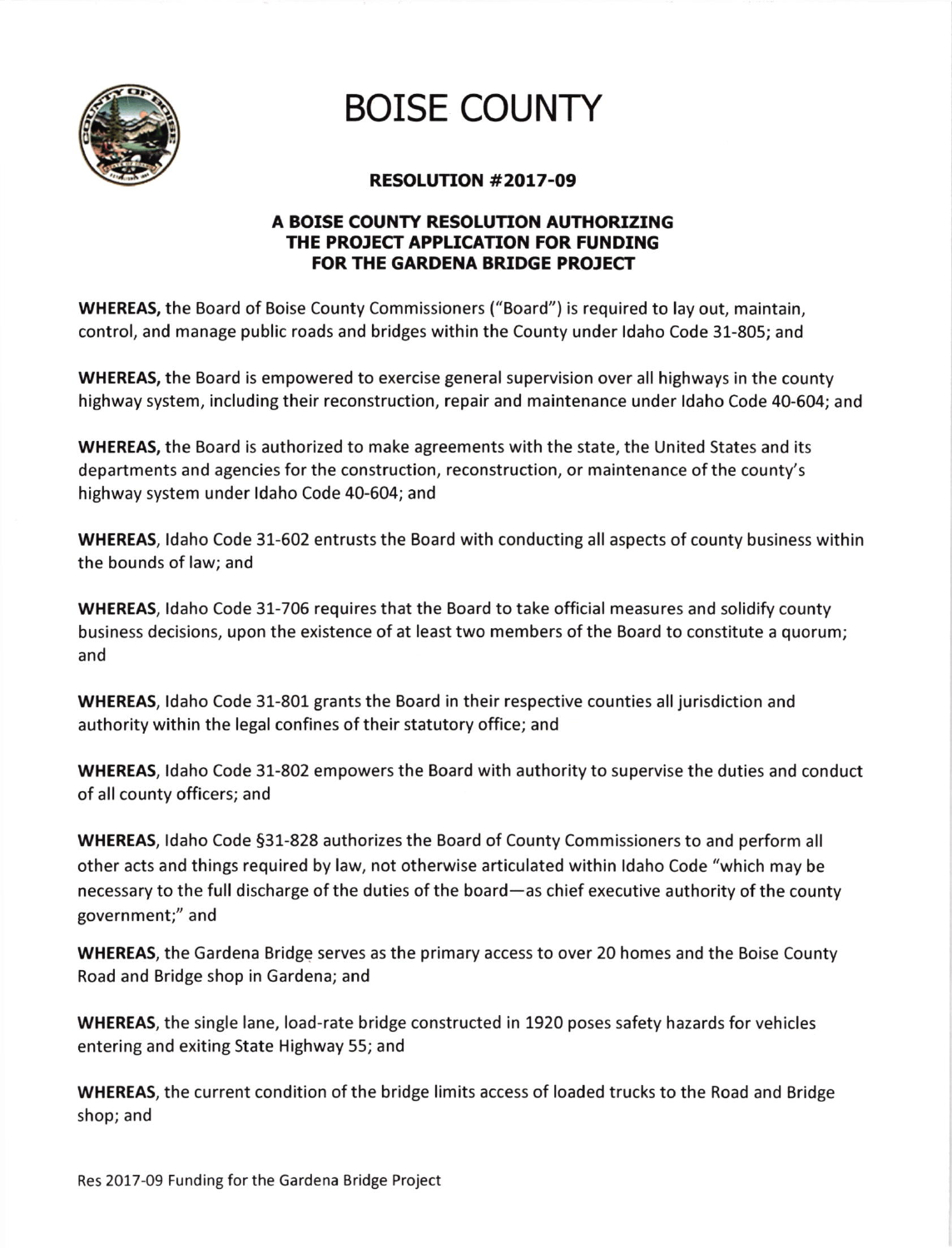# BOISE COUNTY

## RESOLUTION #2017-09

### A BOISE COUNTY RESOLUTION AUTHORIZING THE PROJECT APPLICATION FOR FUNDING FOR THE GARDENA BRIDGE PROJECT

**WHEREAS,** the Board of Boise County Commissioners ("Board") is required to lay out, maintain, control, and manage public roads and bridges within the County under Idaho Code 31-805; and

**WHEREAS,** the Board is empowered to exercise general supervision over all highways in the county highway system, including their reconstruction, repair and maintenance under Idaho Code 40-604; and

**WHEREAS,** the Board is authorized to make agreements with the state, the United States and its departments and agencies for the construction, reconstruction, or maintenance of the county's highway system under Idaho Code 40-604; and

**WHEREAS**, Idaho Code 31-602 entrusts the Board with conducting all aspects of county business within the bounds of law; and

**WHEREAS**, Idaho Code 31-706 requires that the Board to take official measures and solidify county business decisions, upon the existence of at least two members of the Board to constitute a quorum; and

**WHEREAS**, Idaho Code 31-801 grants the Board in their respective counties all jurisdiction and authority within the legal confines of their statutory office; and

**WHEREAS**, Idaho Code 31-802 empowers the Board with authority to supervise the duties and conduct of all county officers; and

**WHEREAS**, Idaho Code §31-828 authorizes the Board of County Commissioners to and perform all other acts and things required by law, not otherwise articulated within Idaho Code "which may be necessary to the full discharge of the duties of the board—as chief executive authority of the county government;" and

**WHEREAS**, the Gardena Bridge serves as the primary access to over 20 homes and the Boise County Road and Bridge shop in Gardena; and

**WHEREAS**, the single lane, load-rate bridge constructed in 1920 poses safety hazards for vehicles entering and exiting State Highway 55; and

**WHEREAS**, the current condition of the bridge limits access of loaded trucks to the Road and Bridge shop; and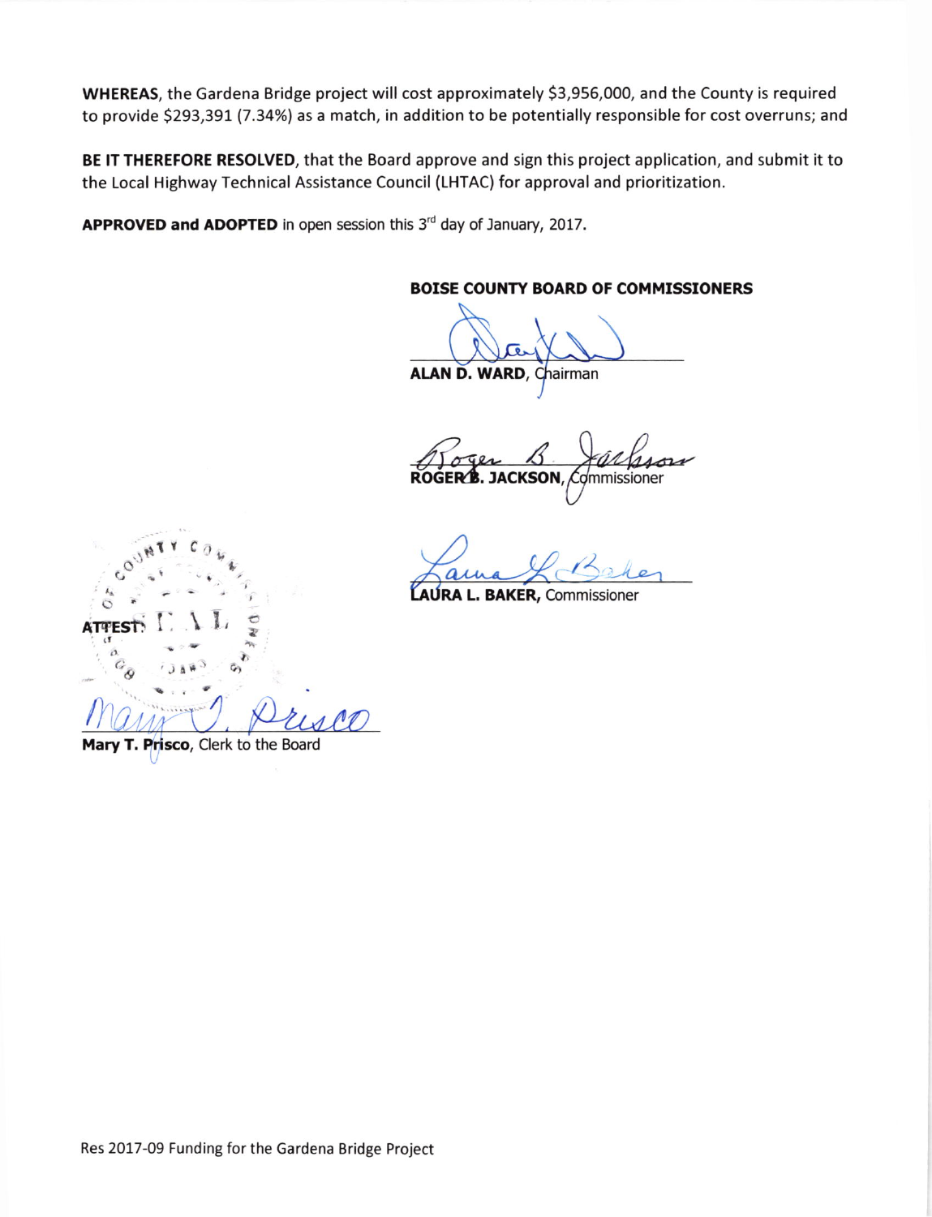**WHEREAS**, the Gardena Bridge project will cost approximately $3,956,000, and the County is required to provide $293,391 (7.34%) as a match, in addition to be potentially responsible for cost overruns; and

**BE IT THEREFORE RESOLVED**, that the Board approve and sign this project application, and submit it to the Local Highway Technical Assistance Council (LHTAC) for approval and prioritization.

**APPROVED and ADOPTED** in open session this 3rd day of January, 2017.

**BOISE COUNTY BOARD OF COMMISSIONERS**

**ALAN D. WARD**, Chairman

**ROGER B. JACKSON**, Commissioner

**LAURA L. BAKER,** Commissioner

**ATTEST:**

**Mary T. Prisco**, Clerk to the Board

Res 2017-09 Funding for the Gardena Bridge Project